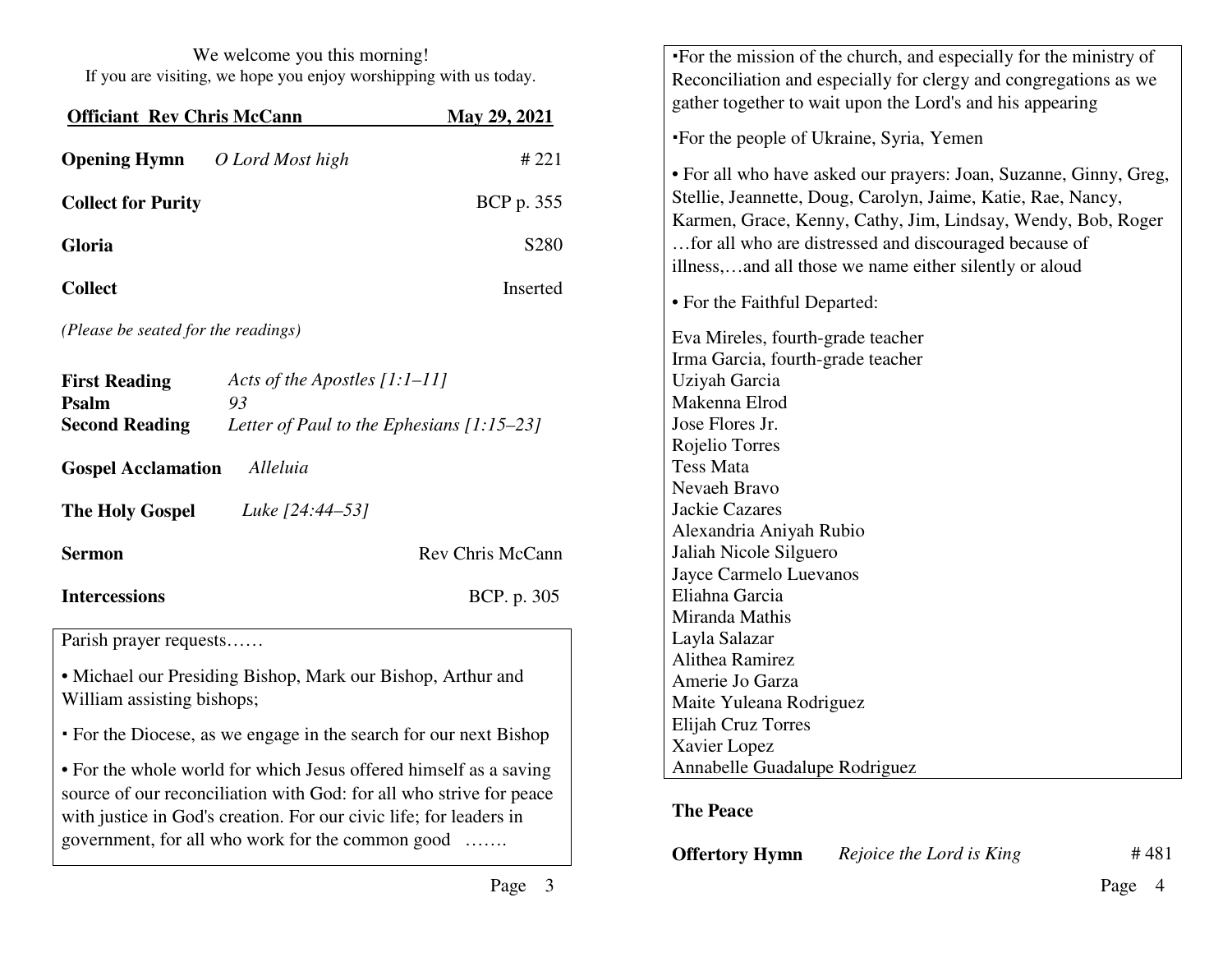We welcome you this morning!
If you are visiting, we hope you enjoy worshipping with us today.

**Officiant Rev Chris McCann** **May 29, 2021**

**Opening Hymn** *O Lord Most high* # 221

**Collect for Purity** BCP p. 355

**Gloria** S280

**Collect** Inserted

*(Please be seated for the readings)*

**First Reading** *Acts of the Apostles [1:1–11]*
**Psalm** *93*
**Second Reading** *Letter of Paul to the Ephesians [1:15–23]*

**Gospel Acclamation** *Alleluia*

**The Holy Gospel** *Luke [24:44–53]*

**Sermon** Rev Chris McCann

**Intercessions** BCP. p. 305

Parish prayer requests……

- Michael our Presiding Bishop, Mark our Bishop, Arthur and William assisting bishops;
- For the Diocese, as we engage in the search for our next Bishop
- For the whole world for which Jesus offered himself as a saving source of our reconciliation with God: for all who strive for peace with justice in God's creation. For our civic life; for leaders in government, for all who work for the common good …….
- For the mission of the church, and especially for the ministry of Reconciliation and especially for clergy and congregations as we gather together to wait upon the Lord's and his appearing
- For the people of Ukraine, Syria, Yemen
- For all who have asked our prayers: Joan, Suzanne, Ginny, Greg, Stellie, Jeannette, Doug, Carolyn, Jaime, Katie, Rae, Nancy, Karmen, Grace, Kenny, Cathy, Jim, Lindsay, Wendy, Bob, Roger …for all who are distressed and discouraged because of illness,…and all those we name either silently or aloud
- For the Faithful Departed:

Eva Mireles, fourth-grade teacher
Irma Garcia, fourth-grade teacher
Uziyah Garcia
Makenna Elrod
Jose Flores Jr.
Rojelio Torres
Tess Mata
Nevaeh Bravo
Jackie Cazares
Alexandria Aniyah Rubio
Jaliah Nicole Silguero
Jayce Carmelo Luevanos
Eliahna Garcia
Miranda Mathis
Layla Salazar
Alithea Ramirez
Amerie Jo Garza
Maite Yuleana Rodriguez
Elijah Cruz Torres
Xavier Lopez
Annabelle Guadalupe Rodriguez

**The Peace**

**Offertory Hymn** *Rejoice the Lord is King* # 481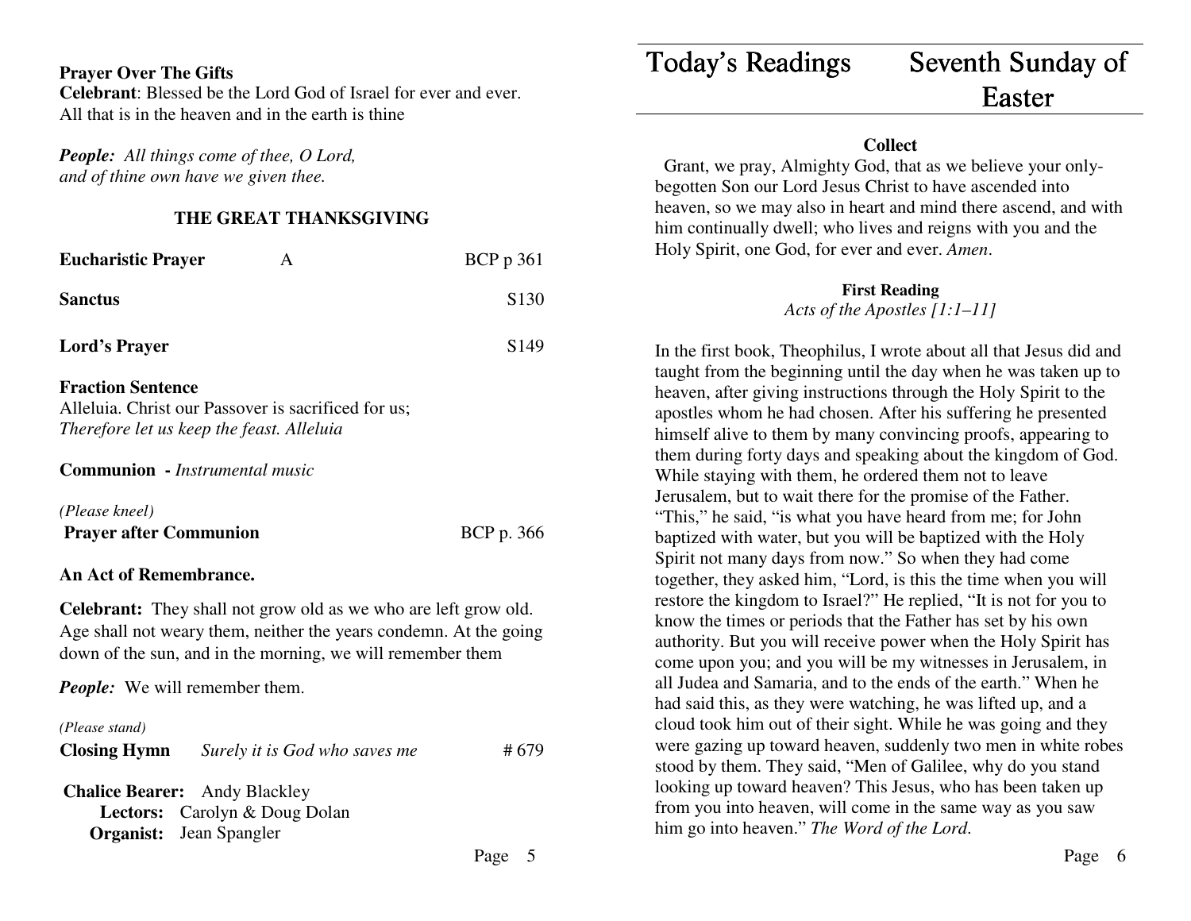**Prayer Over The Gifts**

**Celebrant**: Blessed be the Lord God of Israel for ever and ever. All that is in the heaven and in the earth is thine

***People:*** *All things come of thee, O Lord, and of thine own have we given thee.*

**THE GREAT THANKSGIVING**

| | | |
|---|---|---|
| **Eucharistic Prayer** | A | BCP p 361 |
| **Sanctus** | | S130 |
| **Lord's Prayer** | | S149 |

**Fraction Sentence**

Alleluia. Christ our Passover is sacrificed for us;
*Therefore let us keep the feast. Alleluia*

**Communion -** *Instrumental music*

*(Please kneel)*

**Prayer after Communion** BCP p. 366

**An Act of Remembrance.**

**Celebrant:** They shall not grow old as we who are left grow old. Age shall not weary them, neither the years condemn. At the going down of the sun, and in the morning, we will remember them

***People:*** We will remember them.

*(Please stand)*

**Closing Hymn** *Surely it is God who saves me* # 679

**Chalice Bearer:** Andy Blackley
**Lectors:** Carolyn & Doug Dolan
**Organist:** Jean Spangler

# Today's Readings Seventh Sunday of Easter

**Collect**

Grant, we pray, Almighty God, that as we believe your only-begotten Son our Lord Jesus Christ to have ascended into heaven, so we may also in heart and mind there ascend, and with him continually dwell; who lives and reigns with you and the Holy Spirit, one God, for ever and ever. *Amen*.

**First Reading**

*Acts of the Apostles [1:1–11]*

In the first book, Theophilus, I wrote about all that Jesus did and taught from the beginning until the day when he was taken up to heaven, after giving instructions through the Holy Spirit to the apostles whom he had chosen. After his suffering he presented himself alive to them by many convincing proofs, appearing to them during forty days and speaking about the kingdom of God. While staying with them, he ordered them not to leave Jerusalem, but to wait there for the promise of the Father. "This," he said, "is what you have heard from me; for John baptized with water, but you will be baptized with the Holy Spirit not many days from now." So when they had come together, they asked him, "Lord, is this the time when you will restore the kingdom to Israel?" He replied, "It is not for you to know the times or periods that the Father has set by his own authority. But you will receive power when the Holy Spirit has come upon you; and you will be my witnesses in Jerusalem, in all Judea and Samaria, and to the ends of the earth." When he had said this, as they were watching, he was lifted up, and a cloud took him out of their sight. While he was going and they were gazing up toward heaven, suddenly two men in white robes stood by them. They said, "Men of Galilee, why do you stand looking up toward heaven? This Jesus, who has been taken up from you into heaven, will come in the same way as you saw him go into heaven." *The Word of the Lord.*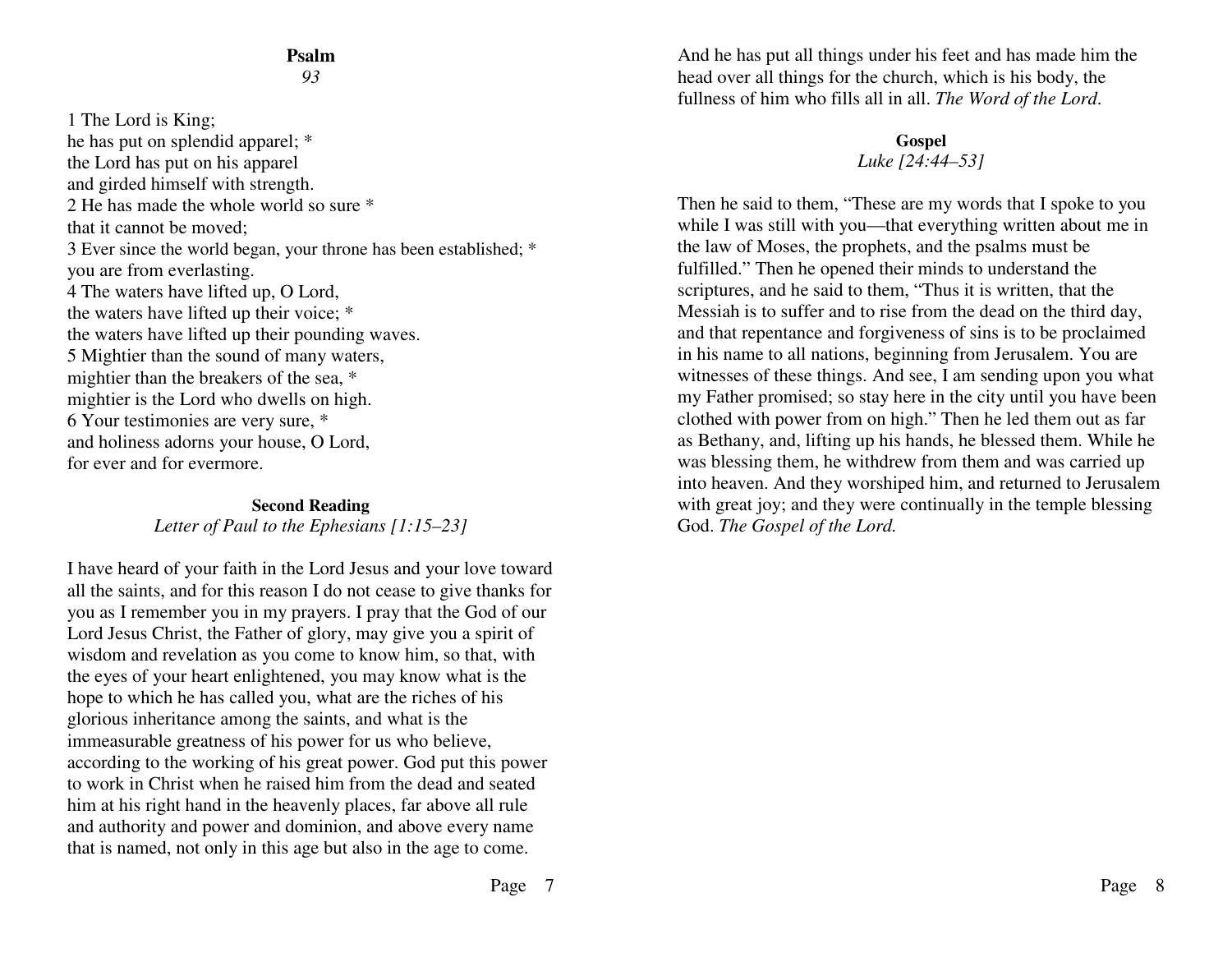**Psalm**
*93*

1 The Lord is King;
he has put on splendid apparel; *
the Lord has put on his apparel
and girded himself with strength.
2 He has made the whole world so sure *
that it cannot be moved;
3 Ever since the world began, your throne has been established; *
you are from everlasting.
4 The waters have lifted up, O Lord,
the waters have lifted up their voice; *
the waters have lifted up their pounding waves.
5 Mightier than the sound of many waters,
mightier than the breakers of the sea, *
mightier is the Lord who dwells on high.
6 Your testimonies are very sure, *
and holiness adorns your house, O Lord,
for ever and for evermore.

**Second Reading**
*Letter of Paul to the Ephesians [1:15–23]*

I have heard of your faith in the Lord Jesus and your love toward all the saints, and for this reason I do not cease to give thanks for you as I remember you in my prayers. I pray that the God of our Lord Jesus Christ, the Father of glory, may give you a spirit of wisdom and revelation as you come to know him, so that, with the eyes of your heart enlightened, you may know what is the hope to which he has called you, what are the riches of his glorious inheritance among the saints, and what is the immeasurable greatness of his power for us who believe, according to the working of his great power. God put this power to work in Christ when he raised him from the dead and seated him at his right hand in the heavenly places, far above all rule and authority and power and dominion, and above every name that is named, not only in this age but also in the age to come. And he has put all things under his feet and has made him the head over all things for the church, which is his body, the fullness of him who fills all in all. *The Word of the Lord*.

**Gospel**
*Luke [24:44–53]*

Then he said to them, "These are my words that I spoke to you while I was still with you—that everything written about me in the law of Moses, the prophets, and the psalms must be fulfilled." Then he opened their minds to understand the scriptures, and he said to them, "Thus it is written, that the Messiah is to suffer and to rise from the dead on the third day, and that repentance and forgiveness of sins is to be proclaimed in his name to all nations, beginning from Jerusalem. You are witnesses of these things. And see, I am sending upon you what my Father promised; so stay here in the city until you have been clothed with power from on high." Then he led them out as far as Bethany, and, lifting up his hands, he blessed them. While he was blessing them, he withdrew from them and was carried up into heaven. And they worshiped him, and returned to Jerusalem with great joy; and they were continually in the temple blessing God. *The Gospel of the Lord.*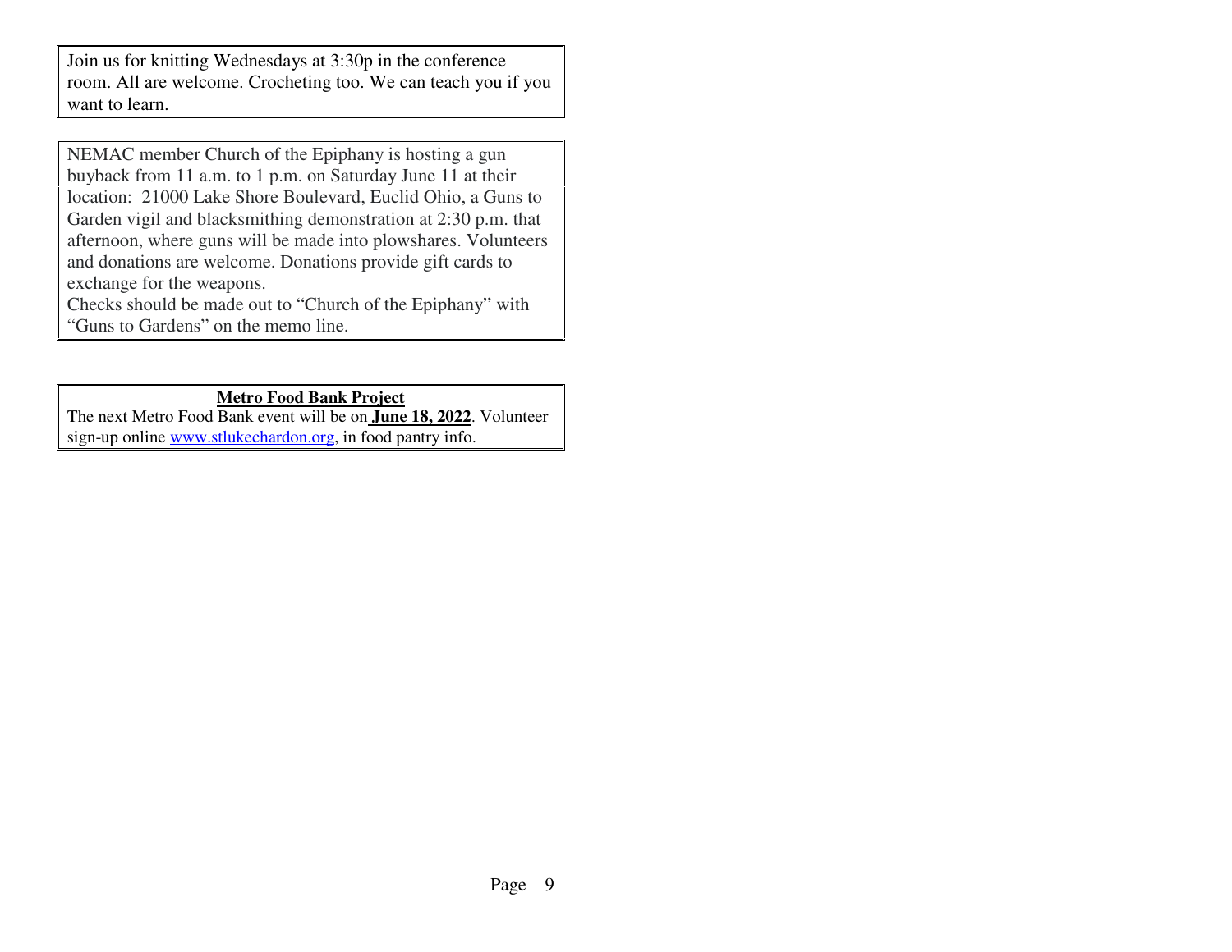Join us for knitting Wednesdays at 3:30p in the conference room. All are welcome. Crocheting too. We can teach you if you want to learn.

NEMAC member Church of the Epiphany is hosting a gun buyback from 11 a.m. to 1 p.m. on Saturday June 11 at their location: 21000 Lake Shore Boulevard, Euclid Ohio, a Guns to Garden vigil and blacksmithing demonstration at 2:30 p.m. that afternoon, where guns will be made into plowshares. Volunteers and donations are welcome. Donations provide gift cards to exchange for the weapons.
Checks should be made out to "Church of the Epiphany" with "Guns to Gardens" on the memo line.

**Metro Food Bank Project**

The next Metro Food Bank event will be on **June 18, 2022**. Volunteer sign-up online [www.stlukechardon.org](http://www.stlukechardon.org), in food pantry info.